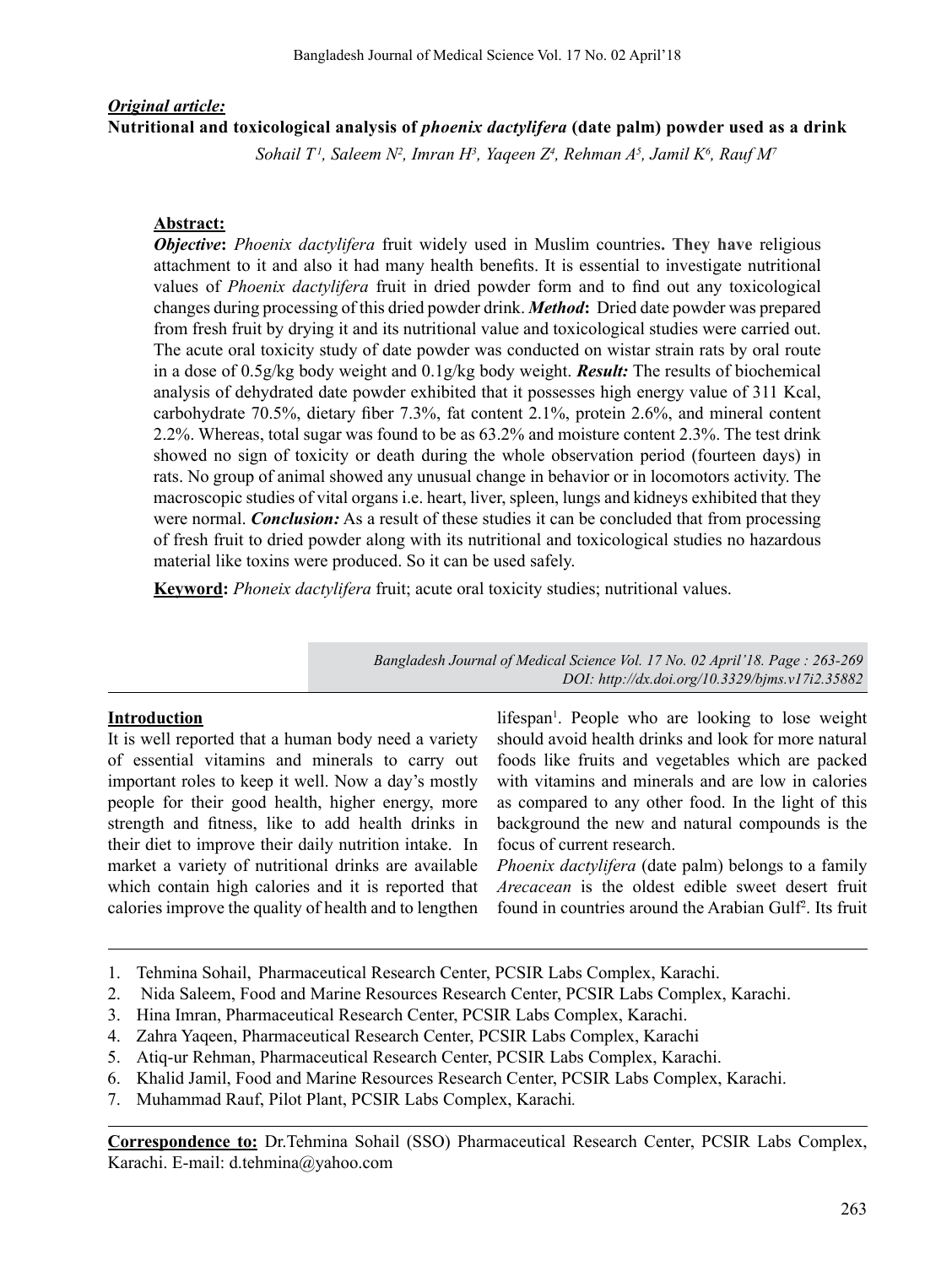*Original article:*

# Nutritional and toxicological analysis of *phoenix dactylifera* (date palm) powder used as a drink

*Sohail T[1], Saleem N[2], Imran H[3], Yaqeen Z[4], Rehman A[5], Jamil K[6], Rauf M[7]*

## Abstract:

***Objective*:** *Phoenix dactylifera* fruit widely used in Muslim countries. **They have** religious attachment to it and also it had many health benefits. It is essential to investigate nutritional values of *Phoenix dactylifera* fruit in dried powder form and to find out any toxicological changes during processing of this dried powder drink. ***Method*:** Dried date powder was prepared from fresh fruit by drying it and its nutritional value and toxicological studies were carried out. The acute oral toxicity study of date powder was conducted on wistar strain rats by oral route in a dose of 0.5g/kg body weight and 0.1g/kg body weight. ***Result:*** The results of biochemical analysis of dehydrated date powder exhibited that it possesses high energy value of 311 Kcal, carbohydrate 70.5%, dietary fiber 7.3%, fat content 2.1%, protein 2.6%, and mineral content 2.2%. Whereas, total sugar was found to be as 63.2% and moisture content 2.3%. The test drink showed no sign of toxicity or death during the whole observation period (fourteen days) in rats. No group of animal showed any unusual change in behavior or in locomotors activity. The macroscopic studies of vital organs i.e. heart, liver, spleen, lungs and kidneys exhibited that they were normal. ***Conclusion:*** As a result of these studies it can be concluded that from processing of fresh fruit to dried powder along with its nutritional and toxicological studies no hazardous material like toxins were produced. So it can be used safely.

**Keyword:** *Phoneix dactylifera* fruit; acute oral toxicity studies; nutritional values.

*Bangladesh Journal of Medical Science Vol. 17 No. 02 April'18. Page : 263-269*
*DOI: http://dx.doi.org/10.3329/bjms.v17i2.35882*

## Introduction

It is well reported that a human body need a variety of essential vitamins and minerals to carry out important roles to keep it well. Now a day's mostly people for their good health, higher energy, more strength and fitness, like to add health drinks in their diet to improve their daily nutrition intake. In market a variety of nutritional drinks are available which contain high calories and it is reported that calories improve the quality of health and to lengthen lifespan[1]. People who are looking to lose weight should avoid health drinks and look for more natural foods like fruits and vegetables which are packed with vitamins and minerals and are low in calories as compared to any other food. In the light of this background the new and natural compounds is the focus of current research.

*Phoenix dactylifera* (date palm) belongs to a family *Arecacean* is the oldest edible sweet desert fruit found in countries around the Arabian Gulf[2]. Its fruit

---

1. Tehmina Sohail, Pharmaceutical Research Center, PCSIR Labs Complex, Karachi.
2. Nida Saleem, Food and Marine Resources Research Center, PCSIR Labs Complex, Karachi.
3. Hina Imran, Pharmaceutical Research Center, PCSIR Labs Complex, Karachi.
4. Zahra Yaqeen, Pharmaceutical Research Center, PCSIR Labs Complex, Karachi
5. Atiq-ur Rehman, Pharmaceutical Research Center, PCSIR Labs Complex, Karachi.
6. Khalid Jamil, Food and Marine Resources Research Center, PCSIR Labs Complex, Karachi.
7. Muhammad Rauf, Pilot Plant, PCSIR Labs Complex, Karachi.

**Correspondence to:** Dr.Tehmina Sohail (SSO) Pharmaceutical Research Center, PCSIR Labs Complex, Karachi. E-mail: d.tehmina@yahoo.com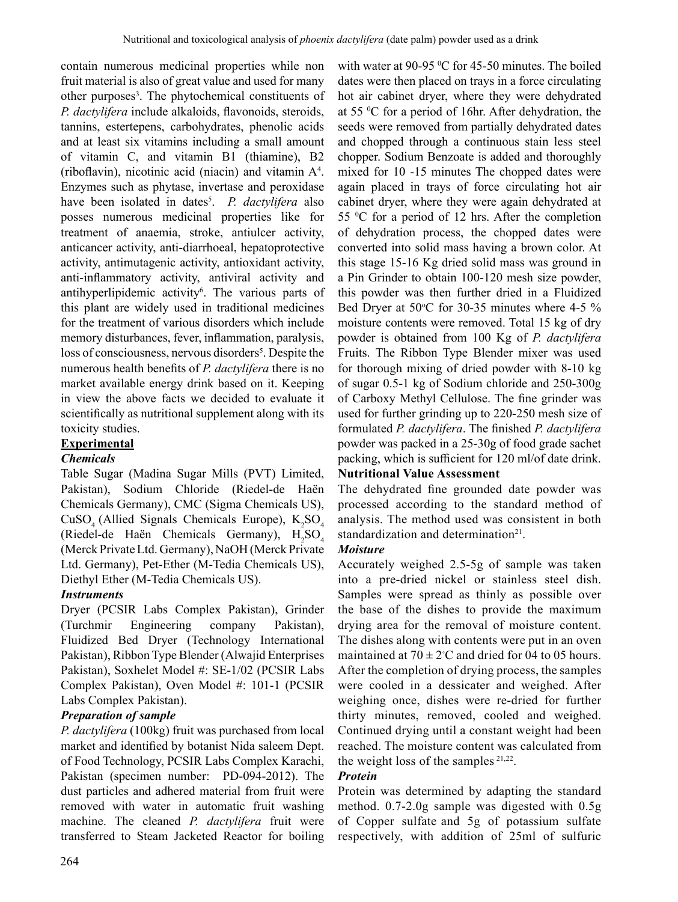contain numerous medicinal properties while non fruit material is also of great value and used for many other purposes[3]. The phytochemical constituents of *P. dactylifera* include alkaloids, flavonoids, steroids, tannins, estertepens, carbohydrates, phenolic acids and at least six vitamins including a small amount of vitamin C, and vitamin B1 (thiamine), B2 (riboflavin), nicotinic acid (niacin) and vitamin A[4]. Enzymes such as phytase, invertase and peroxidase have been isolated in dates[5]. *P. dactylifera* also posses numerous medicinal properties like for treatment of anaemia, stroke, antiulcer activity, anticancer activity, anti-diarrhoeal, hepatoprotective activity, antimutagenic activity, antioxidant activity, anti-inflammatory activity, antiviral activity and antihyperlipidemic activity[6]. The various parts of this plant are widely used in traditional medicines for the treatment of various disorders which include memory disturbances, fever, inflammation, paralysis, loss of consciousness, nervous disorders[5]. Despite the numerous health benefits of *P. dactylifera* there is no market available energy drink based on it. Keeping in view the above facts we decided to evaluate it scientifically as nutritional supplement along with its toxicity studies.

## Experimental

### *Chemicals*

Table Sugar (Madina Sugar Mills (PVT) Limited, Pakistan), Sodium Chloride (Riedel-de Haën Chemicals Germany), CMC (Sigma Chemicals US), $CuSO_4$ (Allied Signals Chemicals Europe), $K_2SO_4$ (Riedel-de Haën Chemicals Germany), $H_2SO_4$ (Merck Private Ltd. Germany), NaOH (Merck Private Ltd. Germany), Pet-Ether (M-Tedia Chemicals US), Diethyl Ether (M-Tedia Chemicals US).

### *Instruments*

Dryer (PCSIR Labs Complex Pakistan), Grinder (Turchmir Engineering company Pakistan), Fluidized Bed Dryer (Technology International Pakistan), Ribbon Type Blender (Alwajid Enterprises Pakistan), Soxhelet Model #: SE-1/02 (PCSIR Labs Complex Pakistan), Oven Model #: 101-1 (PCSIR Labs Complex Pakistan).

### *Preparation of sample*

*P. dactylifera* (100kg) fruit was purchased from local market and identified by botanist Nida saleem Dept. of Food Technology, PCSIR Labs Complex Karachi, Pakistan (specimen number: PD-094-2012). The dust particles and adhered material from fruit were removed with water in automatic fruit washing machine. The cleaned *P. dactylifera* fruit were transferred to Steam Jacketed Reactor for boiling with water at 90-95 $^0$C for 45-50 minutes. The boiled dates were then placed on trays in a force circulating hot air cabinet dryer, where they were dehydrated at 55 $^0$C for a period of 16hr. After dehydration, the seeds were removed from partially dehydrated dates and chopped through a continuous stain less steel chopper. Sodium Benzoate is added and thoroughly mixed for 10 -15 minutes The chopped dates were again placed in trays of force circulating hot air cabinet dryer, where they were again dehydrated at 55 $^0$C for a period of 12 hrs. After the completion of dehydration process, the chopped dates were converted into solid mass having a brown color. At this stage 15-16 Kg dried solid mass was ground in a Pin Grinder to obtain 100-120 mesh size powder, this powder was then further dried in a Fluidized Bed Dryer at 50$^o$C for 30-35 minutes where 4-5 % moisture contents were removed. Total 15 kg of dry powder is obtained from 100 Kg of *P. dactylifera* Fruits. The Ribbon Type Blender mixer was used for thorough mixing of dried powder with 8-10 kg of sugar 0.5-1 kg of Sodium chloride and 250-300g of Carboxy Methyl Cellulose. The fine grinder was used for further grinding up to 220-250 mesh size of formulated *P. dactylifera*. The finished *P. dactylifera* powder was packed in a 25-30g of food grade sachet packing, which is sufficient for 120 ml/of date drink.

### Nutritional Value Assessment

The dehydrated fine grounded date powder was processed according to the standard method of analysis. The method used was consistent in both standardization and determination[21].

### *Moisture*

Accurately weighed 2.5-5g of sample was taken into a pre-dried nickel or stainless steel dish. Samples were spread as thinly as possible over the base of the dishes to provide the maximum drying area for the removal of moisture content. The dishes along with contents were put in an oven maintained at $70 \pm 2^{\circ}$C and dried for 04 to 05 hours. After the completion of drying process, the samples were cooled in a dessicater and weighed. After weighing once, dishes were re-dried for further thirty minutes, removed, cooled and weighed. Continued drying until a constant weight had been reached. The moisture content was calculated from the weight loss of the samples [21,22].

### *Protein*

Protein was determined by adapting the standard method. 0.7-2.0g sample was digested with 0.5g of Copper sulfate and 5g of potassium sulfate respectively, with addition of 25ml of sulfuric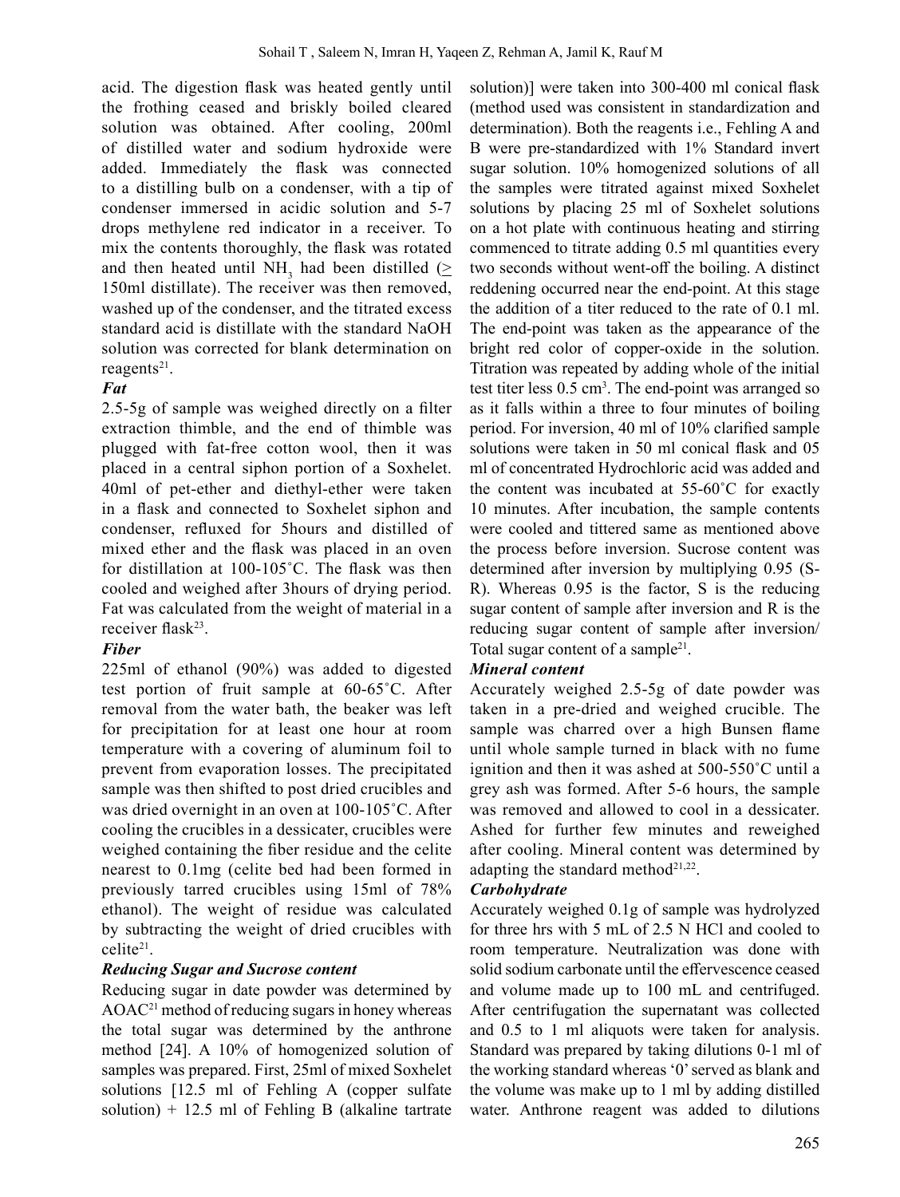acid. The digestion flask was heated gently until the frothing ceased and briskly boiled cleared solution was obtained. After cooling, 200ml of distilled water and sodium hydroxide were added. Immediately the flask was connected to a distilling bulb on a condenser, with a tip of condenser immersed in acidic solution and 5-7 drops methylene red indicator in a receiver. To mix the contents thoroughly, the flask was rotated and then heated until $NH_3$ had been distilled ($\geq$ 150ml distillate). The receiver was then removed, washed up of the condenser, and the titrated excess standard acid is distillate with the standard NaOH solution was corrected for blank determination on reagents[21].

***Fat***

2.5-5g of sample was weighed directly on a filter extraction thimble, and the end of thimble was plugged with fat-free cotton wool, then it was placed in a central siphon portion of a Soxhelet. 40ml of pet-ether and diethyl-ether were taken in a flask and connected to Soxhelet siphon and condenser, refluxed for 5hours and distilled of mixed ether and the flask was placed in an oven for distillation at 100-105˚C. The flask was then cooled and weighed after 3hours of drying period. Fat was calculated from the weight of material in a receiver flask[23].

***Fiber***

225ml of ethanol (90%) was added to digested test portion of fruit sample at 60-65˚C. After removal from the water bath, the beaker was left for precipitation for at least one hour at room temperature with a covering of aluminum foil to prevent from evaporation losses. The precipitated sample was then shifted to post dried crucibles and was dried overnight in an oven at 100-105˚C. After cooling the crucibles in a dessicater, crucibles were weighed containing the fiber residue and the celite nearest to 0.1mg (celite bed had been formed in previously tarred crucibles using 15ml of 78% ethanol). The weight of residue was calculated by subtracting the weight of dried crucibles with celite[21].

***Reducing Sugar and Sucrose content***

Reducing sugar in date powder was determined by AOAC[21] method of reducing sugars in honey whereas the total sugar was determined by the anthrone method [24]. A 10% of homogenized solution of samples was prepared. First, 25ml of mixed Soxhelet solutions [12.5 ml of Fehling A (copper sulfate solution) + 12.5 ml of Fehling B (alkaline tartrate solution)] were taken into 300-400 ml conical flask (method used was consistent in standardization and determination). Both the reagents i.e., Fehling A and B were pre-standardized with 1% Standard invert sugar solution. 10% homogenized solutions of all the samples were titrated against mixed Soxhelet solutions by placing 25 ml of Soxhelet solutions on a hot plate with continuous heating and stirring commenced to titrate adding 0.5 ml quantities every two seconds without went-off the boiling. A distinct reddening occurred near the end-point. At this stage the addition of a titer reduced to the rate of 0.1 ml. The end-point was taken as the appearance of the bright red color of copper-oxide in the solution. Titration was repeated by adding whole of the initial test titer less 0.5 $cm^3$. The end-point was arranged so as it falls within a three to four minutes of boiling period. For inversion, 40 ml of 10% clarified sample solutions were taken in 50 ml conical flask and 05 ml of concentrated Hydrochloric acid was added and the content was incubated at 55-60˚C for exactly 10 minutes. After incubation, the sample contents were cooled and tittered same as mentioned above the process before inversion. Sucrose content was determined after inversion by multiplying 0.95 (S-R). Whereas 0.95 is the factor, S is the reducing sugar content of sample after inversion and R is the reducing sugar content of sample after inversion/ Total sugar content of a sample[21].

***Mineral content***

Accurately weighed 2.5-5g of date powder was taken in a pre-dried and weighed crucible. The sample was charred over a high Bunsen flame until whole sample turned in black with no fume ignition and then it was ashed at 500-550˚C until a grey ash was formed. After 5-6 hours, the sample was removed and allowed to cool in a dessicater. Ashed for further few minutes and reweighed after cooling. Mineral content was determined by adapting the standard method[21,22].

***Carbohydrate***

Accurately weighed 0.1g of sample was hydrolyzed for three hrs with 5 mL of 2.5 N HCl and cooled to room temperature. Neutralization was done with solid sodium carbonate until the effervescence ceased and volume made up to 100 mL and centrifuged. After centrifugation the supernatant was collected and 0.5 to 1 ml aliquots were taken for analysis. Standard was prepared by taking dilutions 0-1 ml of the working standard whereas '0' served as blank and the volume was make up to 1 ml by adding distilled water. Anthrone reagent was added to dilutions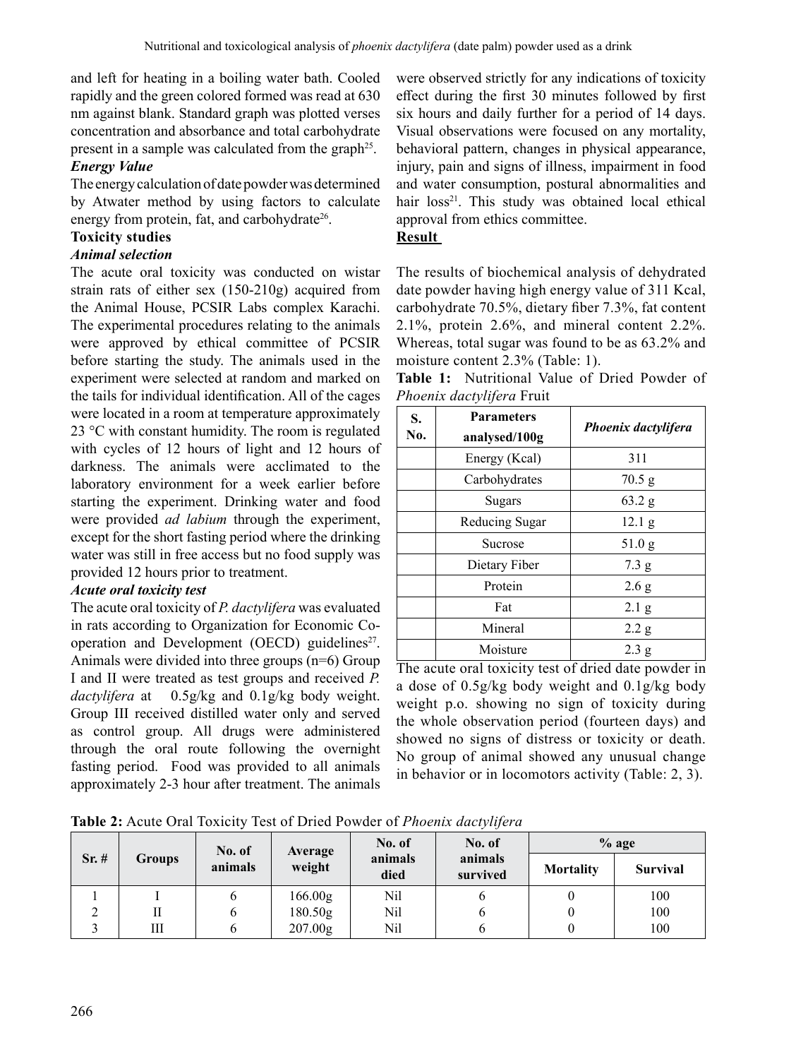and left for heating in a boiling water bath. Cooled rapidly and the green colored formed was read at 630 nm against blank. Standard graph was plotted verses concentration and absorbance and total carbohydrate present in a sample was calculated from the graph[25].

***Energy Value***

The energy calculation of date powder was determined by Atwater method by using factors to calculate energy from protein, fat, and carbohydrate[26].

**Toxicity studies**

***Animal selection***

The acute oral toxicity was conducted on wistar strain rats of either sex (150-210g) acquired from the Animal House, PCSIR Labs complex Karachi. The experimental procedures relating to the animals were approved by ethical committee of PCSIR before starting the study. The animals used in the experiment were selected at random and marked on the tails for individual identification. All of the cages were located in a room at temperature approximately 23 °C with constant humidity. The room is regulated with cycles of 12 hours of light and 12 hours of darkness. The animals were acclimated to the laboratory environment for a week earlier before starting the experiment. Drinking water and food were provided *ad labium* through the experiment, except for the short fasting period where the drinking water was still in free access but no food supply was provided 12 hours prior to treatment.

***Acute oral toxicity test***

The acute oral toxicity of *P. dactylifera* was evaluated in rats according to Organization for Economic Co-operation and Development (OECD) guidelines[27]. Animals were divided into three groups (n=6) Group I and II were treated as test groups and received *P. dactylifera* at 0.5g/kg and 0.1g/kg body weight. Group III received distilled water only and served as control group. All drugs were administered through the oral route following the overnight fasting period. Food was provided to all animals approximately 2-3 hour after treatment. The animals were observed strictly for any indications of toxicity effect during the first 30 minutes followed by first six hours and daily further for a period of 14 days. Visual observations were focused on any mortality, behavioral pattern, changes in physical appearance, injury, pain and signs of illness, impairment in food and water consumption, postural abnormalities and hair loss[21]. This study was obtained local ethical approval from ethics committee.

**Result**

The results of biochemical analysis of dehydrated date powder having high energy value of 311 Kcal, carbohydrate 70.5%, dietary fiber 7.3%, fat content 2.1%, protein 2.6%, and mineral content 2.2%. Whereas, total sugar was found to be as 63.2% and moisture content 2.3% (Table: 1).

**Table 1:** Nutritional Value of Dried Powder of *Phoenix dactylifera* Fruit

| S. No. | Parameters analysed/100g | *Phoenix dactylifera* |
|---|---|---|
| | Energy (Kcal) | 311 |
| | Carbohydrates | 70.5 g |
| | Sugars | 63.2 g |
| | Reducing Sugar | 12.1 g |
| | Sucrose | 51.0 g |
| | Dietary Fiber | 7.3 g |
| | Protein | 2.6 g |
| | Fat | 2.1 g |
| | Mineral | 2.2 g |
| | Moisture | 2.3 g |

The acute oral toxicity test of dried date powder in a dose of 0.5g/kg body weight and 0.1g/kg body weight p.o. showing no sign of toxicity during the whole observation period (fourteen days) and showed no signs of distress or toxicity or death. No group of animal showed any unusual change in behavior or in locomotors activity (Table: 2, 3).

**Table 2:** Acute Oral Toxicity Test of Dried Powder of *Phoenix dactylifera*

| Sr. # | Groups | No. of animals | Average weight | No. of animals died | No. of animals survived | % age | |
|---|---|---|---|---|---|---|---|
| | | | | | | Mortality | Survival |
| 1 | I | 6 | 166.00g | Nil | 6 | 0 | 100 |
| 2 | II | 6 | 180.50g | Nil | 6 | 0 | 100 |
| 3 | III | 6 | 207.00g | Nil | 6 | 0 | 100 |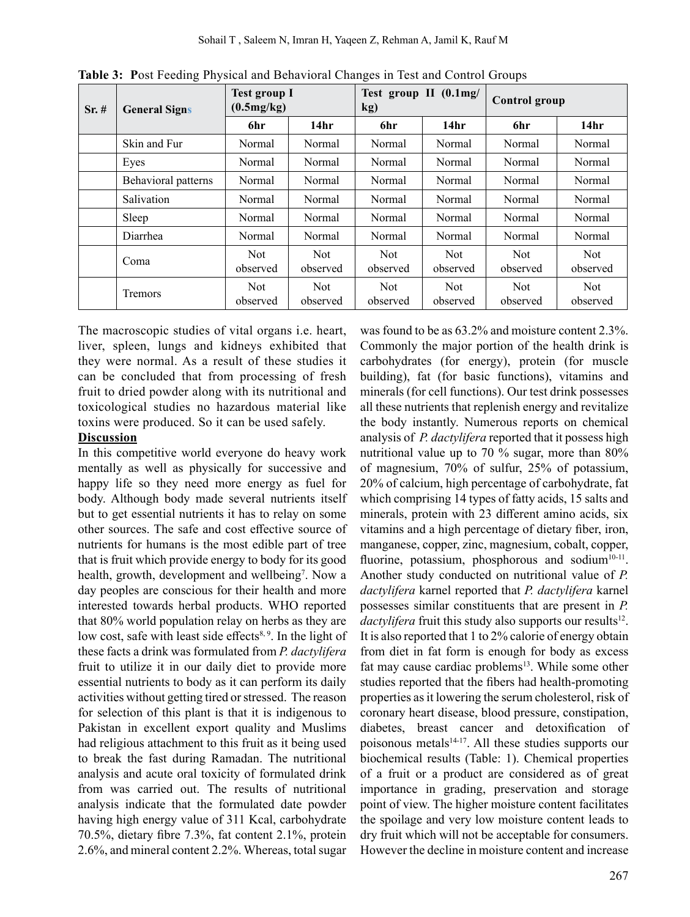**Table 3: Post Feeding Physical and Behavioral Changes in Test and Control Groups**

| Sr. # | General Signs | Test group I (0.5mg/kg) | | Test group II (0.1mg/kg) | | Control group | |
|---|---|---|---|---|---|---|---|
| | | 6hr | 14hr | 6hr | 14hr | 6hr | 14hr |
| | Skin and Fur | Normal | Normal | Normal | Normal | Normal | Normal |
| | Eyes | Normal | Normal | Normal | Normal | Normal | Normal |
| | Behavioral patterns | Normal | Normal | Normal | Normal | Normal | Normal |
| | Salivation | Normal | Normal | Normal | Normal | Normal | Normal |
| | Sleep | Normal | Normal | Normal | Normal | Normal | Normal |
| | Diarrhea | Normal | Normal | Normal | Normal | Normal | Normal |
| | Coma | Not observed | Not observed | Not observed | Not observed | Not observed | Not observed |
| | Tremors | Not observed | Not observed | Not observed | Not observed | Not observed | Not observed |

The macroscopic studies of vital organs i.e. heart, liver, spleen, lungs and kidneys exhibited that they were normal. As a result of these studies it can be concluded that from processing of fresh fruit to dried powder along with its nutritional and toxicological studies no hazardous material like toxins were produced. So it can be used safely.

## Discussion

In this competitive world everyone do heavy work mentally as well as physically for successive and happy life so they need more energy as fuel for body. Although body made several nutrients itself but to get essential nutrients it has to relay on some other sources. The safe and cost effective source of nutrients for humans is the most edible part of tree that is fruit which provide energy to body for its good health, growth, development and wellbeing[7]. Now a day peoples are conscious for their health and more interested towards herbal products. WHO reported that 80% world population relay on herbs as they are low cost, safe with least side effects[8, 9]. In the light of these facts a drink was formulated from *P. dactylifera* fruit to utilize it in our daily diet to provide more essential nutrients to body as it can perform its daily activities without getting tired or stressed. The reason for selection of this plant is that it is indigenous to Pakistan in excellent export quality and Muslims had religious attachment to this fruit as it being used to break the fast during Ramadan. The nutritional analysis and acute oral toxicity of formulated drink from was carried out. The results of nutritional analysis indicate that the formulated date powder having high energy value of 311 Kcal, carbohydrate 70.5%, dietary fibre 7.3%, fat content 2.1%, protein 2.6%, and mineral content 2.2%. Whereas, total sugar was found to be as 63.2% and moisture content 2.3%. Commonly the major portion of the health drink is carbohydrates (for energy), protein (for muscle building), fat (for basic functions), vitamins and minerals (for cell functions). Our test drink possesses all these nutrients that replenish energy and revitalize the body instantly. Numerous reports on chemical analysis of *P. dactylifera* reported that it possess high nutritional value up to 70 % sugar, more than 80% of magnesium, 70% of sulfur, 25% of potassium, 20% of calcium, high percentage of carbohydrate, fat which comprising 14 types of fatty acids, 15 salts and minerals, protein with 23 different amino acids, six vitamins and a high percentage of dietary fiber, iron, manganese, copper, zinc, magnesium, cobalt, copper, fluorine, potassium, phosphorous and sodium[10-11]. Another study conducted on nutritional value of *P. dactylifera* karnel reported that *P. dactylifera* karnel possesses similar constituents that are present in *P. dactylifera* fruit this study also supports our results[12]. It is also reported that 1 to 2% calorie of energy obtain from diet in fat form is enough for body as excess fat may cause cardiac problems[13]. While some other studies reported that the fibers had health-promoting properties as it lowering the serum cholesterol, risk of coronary heart disease, blood pressure, constipation, diabetes, breast cancer and detoxification of poisonous metals[14-17]. All these studies supports our biochemical results (Table: 1). Chemical properties of a fruit or a product are considered as of great importance in grading, preservation and storage point of view. The higher moisture content facilitates the spoilage and very low moisture content leads to dry fruit which will not be acceptable for consumers. However the decline in moisture content and increase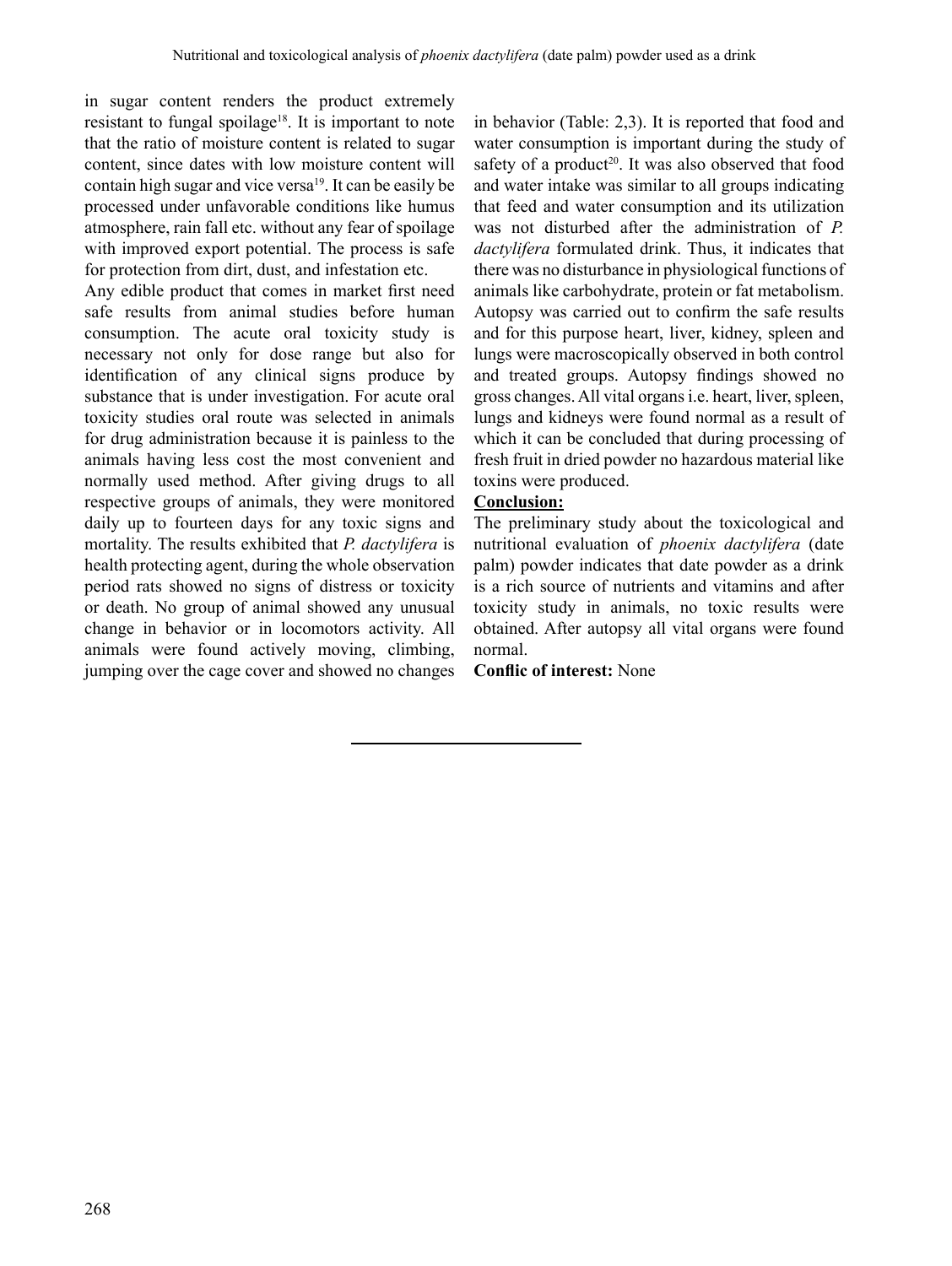in sugar content renders the product extremely resistant to fungal spoilage[18]. It is important to note that the ratio of moisture content is related to sugar content, since dates with low moisture content will contain high sugar and vice versa[19]. It can be easily be processed under unfavorable conditions like humus atmosphere, rain fall etc. without any fear of spoilage with improved export potential. The process is safe for protection from dirt, dust, and infestation etc.

Any edible product that comes in market first need safe results from animal studies before human consumption. The acute oral toxicity study is necessary not only for dose range but also for identification of any clinical signs produce by substance that is under investigation. For acute oral toxicity studies oral route was selected in animals for drug administration because it is painless to the animals having less cost the most convenient and normally used method. After giving drugs to all respective groups of animals, they were monitored daily up to fourteen days for any toxic signs and mortality. The results exhibited that *P. dactylifera* is health protecting agent, during the whole observation period rats showed no signs of distress or toxicity or death. No group of animal showed any unusual change in behavior or in locomotors activity. All animals were found actively moving, climbing, jumping over the cage cover and showed no changes in behavior (Table: 2,3). It is reported that food and water consumption is important during the study of safety of a product[20]. It was also observed that food and water intake was similar to all groups indicating that feed and water consumption and its utilization was not disturbed after the administration of *P. dactylifera* formulated drink. Thus, it indicates that there was no disturbance in physiological functions of animals like carbohydrate, protein or fat metabolism. Autopsy was carried out to confirm the safe results and for this purpose heart, liver, kidney, spleen and lungs were macroscopically observed in both control and treated groups. Autopsy findings showed no gross changes. All vital organs i.e. heart, liver, spleen, lungs and kidneys were found normal as a result of which it can be concluded that during processing of fresh fruit in dried powder no hazardous material like toxins were produced.

## Conclusion:

The preliminary study about the toxicological and nutritional evaluation of *phoenix dactylifera* (date palm) powder indicates that date powder as a drink is a rich source of nutrients and vitamins and after toxicity study in animals, no toxic results were obtained. After autopsy all vital organs were found normal.

**Conflic of interest:** None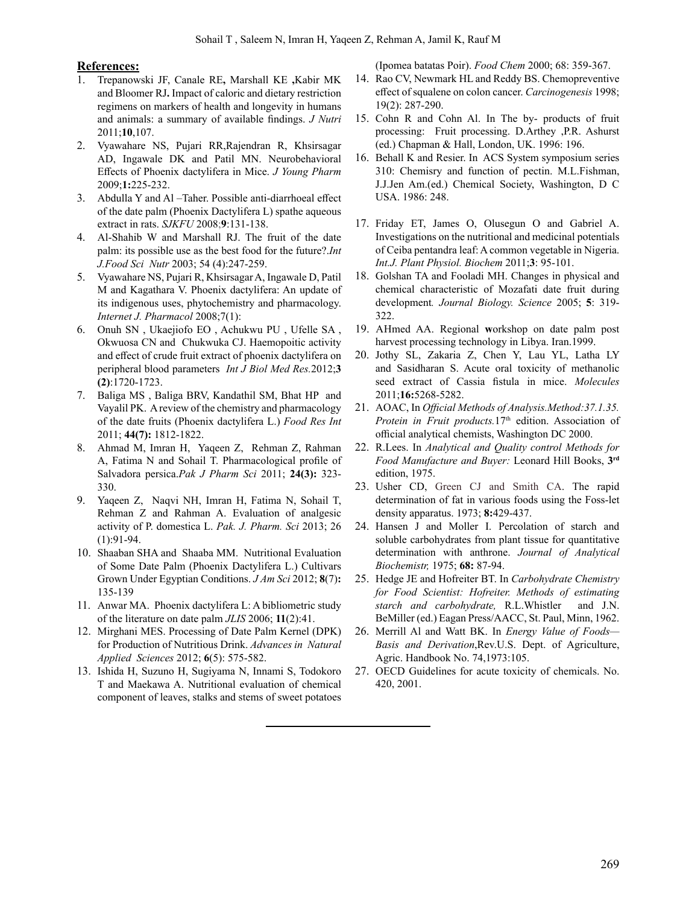## References:

1. Trepanowski JF, Canale RE**,** Marshall KE **,**Kabir MK and Bloomer RJ**.** Impact of caloric and dietary restriction regimens on markers of health and longevity in humans and animals: a summary of available findings. *J Nutri* 2011;**10**,107.
2. Vyawahare NS, Pujari RR,Rajendran R, Khsirsagar AD, Ingawale DK and Patil MN. Neurobehavioral Effects of Phoenix dactylifera in Mice. *J Young Pharm* 2009;**1:**225-232.
3. Abdulla Y and Al –Taher. Possible anti-diarrhoeal effect of the date palm (Phoenix Dactylifera L) spathe aqueous extract in rats. *SJKFU* 2008;**9**:131-138.
4. Al-Shahib W and Marshall RJ. The fruit of the date palm: its possible use as the best food for the future?.*Int J.Food Sci Nutr* 2003; 54 (4):247-259.
5. Vyawahare NS, Pujari R, Khsirsagar A, Ingawale D, Patil M and Kagathara V. Phoenix dactylifera: An update of its indigenous uses, phytochemistry and pharmacology. *Internet J. Pharmacol* 2008;7(1):
6. Onuh SN , Ukaejiofo EO , Achukwu PU , Ufelle SA , Okwuosa CN and Chukwuka CJ. Haemopoitic activity and effect of crude fruit extract of phoenix dactylifera on peripheral blood parameters *Int J Biol Med Res.*2012;**3 (2)**:1720-1723.
7. Baliga MS , Baliga BRV, Kandathil SM, Bhat HP and Vayalil PK. A review of the chemistry and pharmacology of the date fruits (Phoenix dactylifera L.) *Food Res Int* 2011; **44(7):** 1812-1822.
8. Ahmad M, Imran H, Yaqeen Z, Rehman Z, Rahman A, Fatima N and Sohail T. Pharmacological profile of Salvadora persica.*Pak J Pharm Sci* 2011; **24(3):** 323-330.
9. Yaqeen Z, Naqvi NH, Imran H, Fatima N, Sohail T, Rehman Z and Rahman A. Evaluation of analgesic activity of P. domestica L. *Pak. J. Pharm. Sci* 2013; 26 (1):91-94.
10. Shaaban SHA and Shaaba MM. Nutritional Evaluation of Some Date Palm (Phoenix Dactylifera L.) Cultivars Grown Under Egyptian Conditions. *J Am Sci* 2012; **8**(7)**:** 135-139
11. Anwar MA. Phoenix dactylifera L: A bibliometric study of the literature on date palm *JLIS* 2006; **11**(2):41.
12. Mirghani MES. Processing of Date Palm Kernel (DPK) for Production of Nutritious Drink. *Advances in Natural Applied Sciences* 2012; **6**(5): 575-582.
13. Ishida H, Suzuno H, Sugiyama N, Innami S, Todokoro T and Maekawa A. Nutritional evaluation of chemical component of leaves, stalks and stems of sweet potatoes (Ipomea batatas Poir). *Food Chem* 2000; 68: 359-367.
14. Rao CV, Newmark HL and Reddy BS. Chemopreventive effect of squalene on colon cancer. *Carcinogenesis* 1998; 19(2): 287-290.
15. Cohn R and Cohn Al. In The by- products of fruit processing: Fruit processing. D.Arthey ,P.R. Ashurst (ed.) Chapman & Hall, London, UK. 1996: 196.
16. Behall K and Resier. In ACS System symposium series 310: Chemisry and function of pectin. M.L.Fishman, J.J.Jen Am.(ed.) Chemical Society, Washington, D C USA. 1986: 248.
17. Friday ET, James O, Olusegun O and Gabriel A. Investigations on the nutritional and medicinal potentials of Ceiba pentandra leaf: A common vegetable in Nigeria. *Int.J. Plant Physiol. Biochem* 2011;**3**: 95-101.
18. Golshan TA and Fooladi MH. Changes in physical and chemical characteristic of Mozafati date fruit during development*. Journal Biology. Science* 2005; **5**: 319-322.
19. AHmed AA. Regional **w**orkshop on date palm post harvest processing technology in Libya. Iran.1999.
20. Jothy SL, Zakaria Z, Chen Y, Lau YL, Latha LY and Sasidharan S. Acute oral toxicity of methanolic seed extract of Cassia fistula in mice. *Molecules* 2011;**16:**5268-5282.
21. AOAC, In *Official Methods of Analysis.Method:37.1.35. Protein in Fruit products.*17th edition. Association of official analytical chemists, Washington DC 2000.
22. R.Lees. In *Analytical and Quality control Methods for Food Manufacture and Buyer:* Leonard Hill Books, **3rd** edition, 1975.
23. Usher CD, Green CJ and Smith CA. The rapid determination of fat in various foods using the Foss-let density apparatus. 1973; **8:**429-437.
24. Hansen J and Moller I. Percolation of starch and soluble carbohydrates from plant tissue for quantitative determination with anthrone. *Journal of Analytical Biochemistr,* 1975; **68:** 87-94.
25. Hedge JE and Hofreiter BT. In *Carbohydrate Chemistry for Food Scientist: Hofreiter. Methods of estimating starch and carbohydrate,* R.L.Whistler and J.N. BeMiller (ed.) Eagan Press/AACC, St. Paul, Minn, 1962.
26. Merrill Al and Watt BK. In *Energy Value of Foods—Basis and Derivation*,Rev.U.S. Dept. of Agriculture, Agric. Handbook No. 74,1973:105.
27. OECD Guidelines for acute toxicity of chemicals. No. 420, 2001.